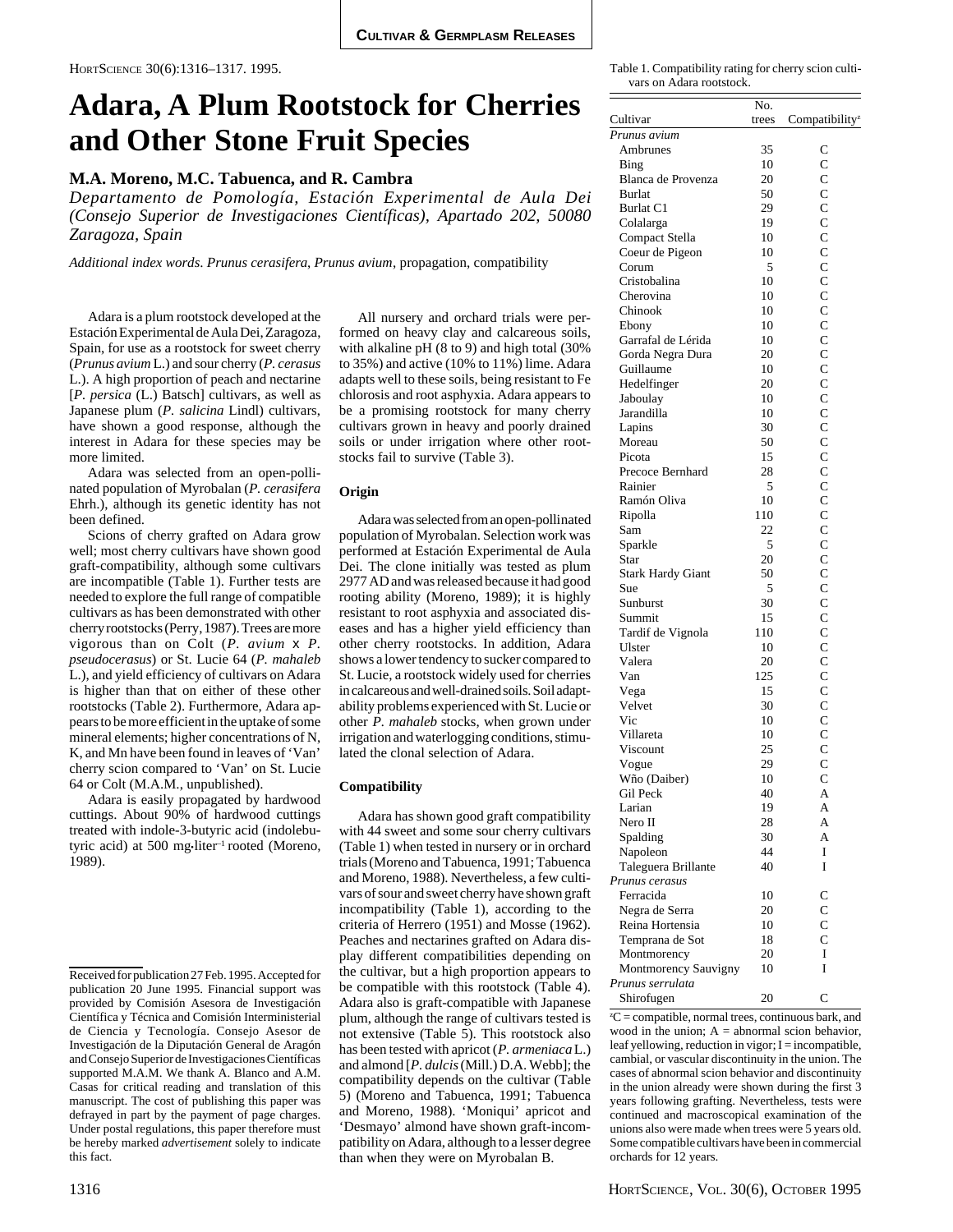Cultivar & Germplasm Releases

# Adara, A Plum Rootstock for Cherries and Other Stone Fruit Species

**M.A. Moreno, M.C. Tabuenca, and R. Cambra**

*Departamento de Pomología, Estación Experimental de Aula Dei (Consejo Superior de Investigaciones Científicas), Apartado 202, 50080 Zaragoza, Spain*

*Additional index words*. *Prunus cerasifera*, *Prunus avium*, propagation, compatibility

Adara is a plum rootstock developed at the Estación Experimental de Aula Dei, Zaragoza, Spain, for use as a rootstock for sweet cherry (*Prunus avium* L.) and sour cherry (*P. cerasus* L.). A high proportion of peach and nectarine [*P. persica* (L.) Batsch] cultivars, as well as Japanese plum (*P. salicina* Lindl) cultivars, have shown a good response, although the interest in Adara for these species may be more limited.

Adara was selected from an open-pollinated population of Myrobalan (*P. cerasifera* Ehrh.), although its genetic identity has not been defined.

Scions of cherry grafted on Adara grow well; most cherry cultivars have shown good graft-compatibility, although some cultivars are incompatible (Table 1). Further tests are needed to explore the full range of compatible cultivars as has been demonstrated with other cherry rootstocks (Perry, 1987). Trees are more vigorous than on Colt (*P. avium* x *P. pseudocerasus*) or St. Lucie 64 (*P. mahaleb* L.), and yield efficiency of cultivars on Adara is higher than that on either of these other rootstocks (Table 2). Furthermore, Adara appears to be more efficient in the uptake of some mineral elements; higher concentrations of N, K, and Mn have been found in leaves of 'Van' cherry scion compared to 'Van' on St. Lucie 64 or Colt (M.A.M., unpublished).

Adara is easily propagated by hardwood cuttings. About 90% of hardwood cuttings treated with indole-3-butyric acid (indolebutyric acid) at 500 mg·liter$^{-1}$ rooted (Moreno, 1989).

All nursery and orchard trials were performed on heavy clay and calcareous soils, with alkaline pH (8 to 9) and high total (30% to 35%) and active (10% to 11%) lime. Adara adapts well to these soils, being resistant to Fe chlorosis and root asphyxia. Adara appears to be a promising rootstock for many cherry cultivars grown in heavy and poorly drained soils or under irrigation where other rootstocks fail to survive (Table 3).

## Origin

Adara was selected from an open-pollinated population of Myrobalan. Selection work was performed at Estación Experimental de Aula Dei. The clone initially was tested as plum 2977 AD and was released because it had good rooting ability (Moreno, 1989); it is highly resistant to root asphyxia and associated diseases and has a higher yield efficiency than other cherry rootstocks. In addition, Adara shows a lower tendency to sucker compared to St. Lucie, a rootstock widely used for cherries in calcareous and well-drained soils. Soil adaptability problems experienced with St. Lucie or other *P. mahaleb* stocks, when grown under irrigation and waterlogging conditions, stimulated the clonal selection of Adara.

## Compatibility

Adara has shown good graft compatibility with 44 sweet and some sour cherry cultivars (Table 1) when tested in nursery or in orchard trials (Moreno and Tabuenca, 1991; Tabuenca and Moreno, 1988). Nevertheless, a few cultivars of sour and sweet cherry have shown graft incompatibility (Table 1), according to the criteria of Herrero (1951) and Mosse (1962). Peaches and nectarines grafted on Adara display different compatibilities depending on the cultivar, but a high proportion appears to be compatible with this rootstock (Table 4). Adara also is graft-compatible with Japanese plum, although the range of cultivars tested is not extensive (Table 5). This rootstock also has been tested with apricot (*P. armeniaca* L.) and almond [*P. dulcis* (Mill.) D.A. Webb]; the compatibility depends on the cultivar (Table 5) (Moreno and Tabuenca, 1991; Tabuenca and Moreno, 1988). 'Moniqui' apricot and 'Desmayo' almond have shown graft-incompatibility on Adara, although to a lesser degree than when they were on Myrobalan B.

Table 1. Compatibility rating for cherry scion cultivars on Adara rootstock.

| Cultivar | No. trees | Compatibility[z] |
|---|---|---|
| *Prunus avium* | | |
| Ambrunes | 35 | C |
| Bing | 10 | C |
| Blanca de Provenza | 20 | C |
| Burlat | 50 | C |
| Burlat C1 | 29 | C |
| Colalarga | 19 | C |
| Compact Stella | 10 | C |
| Coeur de Pigeon | 10 | C |
| Corum | 5 | C |
| Cristobalina | 10 | C |
| Cherovina | 10 | C |
| Chinook | 10 | C |
| Ebony | 10 | C |
| Garrafal de Lérida | 10 | C |
| Gorda Negra Dura | 20 | C |
| Guillaume | 10 | C |
| Hedelfinger | 20 | C |
| Jaboulay | 10 | C |
| Jarandilla | 10 | C |
| Lapins | 30 | C |
| Moreau | 50 | C |
| Picota | 15 | C |
| Precoce Bernhard | 28 | C |
| Rainier | 5 | C |
| Ramón Oliva | 10 | C |
| Ripolla | 110 | C |
| Sam | 22 | C |
| Sparkle | 5 | C |
| Star | 20 | C |
| Stark Hardy Giant | 50 | C |
| Sue | 5 | C |
| Sunburst | 30 | C |
| Summit | 15 | C |
| Tardif de Vignola | 110 | C |
| Ulster | 10 | C |
| Valera | 20 | C |
| Van | 125 | C |
| Vega | 15 | C |
| Velvet | 30 | C |
| Vic | 10 | C |
| Villareta | 10 | C |
| Viscount | 25 | C |
| Vogue | 29 | C |
| Wño (Daiber) | 10 | C |
| Gil Peck | 40 | A |
| Larian | 19 | A |
| Nero II | 28 | A |
| Spalding | 30 | A |
| Napoleon | 44 | I |
| Taleguera Brillante | 40 | I |
| *Prunus cerasus* | | |
| Ferracida | 10 | C |
| Negra de Serra | 20 | C |
| Reina Hortensia | 10 | C |
| Temprana de Sot | 18 | C |
| Montmorency | 20 | I |
| Montmorency Sauvigny | 10 | I |
| *Prunus serrulata* | | |
| Shirofugen | 20 | C |

[z]C = compatible, normal trees, continuous bark, and wood in the union; A = abnormal scion behavior, leaf yellowing, reduction in vigor; I = incompatible, cambial, or vascular discontinuity in the union. The cases of abnormal scion behavior and discontinuity in the union already were shown during the first 3 years following grafting. Nevertheless, tests were continued and macroscopical examination of the unions also were made when trees were 5 years old. Some compatible cultivars have been in commercial orchards for 12 years.

Received for publication 27 Feb. 1995. Accepted for publication 20 June 1995. Financial support was provided by Comisión Asesora de Investigación Científica y Técnica and Comisión Interministerial de Ciencia y Tecnología. Consejo Asesor de Investigación de la Diputación General de Aragón and Consejo Superior de Investigaciones Científicas supported M.A.M. We thank A. Blanco and A.M. Casas for critical reading and translation of this manuscript. The cost of publishing this paper was defrayed in part by the payment of page charges. Under postal regulations, this paper therefore must be hereby marked *advertisement* solely to indicate this fact.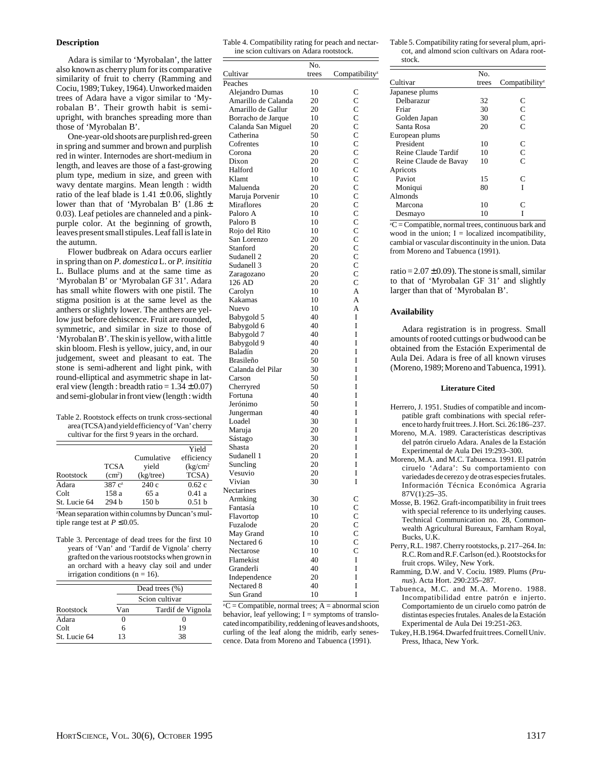## Description

Adara is similar to 'Myrobalan', the latter also known as cherry plum for its comparative similarity of fruit to cherry (Ramming and Cociu, 1989; Tukey, 1964). Unworked maiden trees of Adara have a vigor similar to 'Myrobalan B'. Their growth habit is semi-upright, with branches spreading more than those of 'Myrobalan B'.

One-year-old shoots are purplish red-green in spring and summer and brown and purplish red in winter. Internodes are short-medium in length, and leaves are those of a fast-growing plum type, medium in size, and green with wavy dentate margins. Mean length : width ratio of the leaf blade is $1.41 \pm 0.06$, slightly lower than that of 'Myrobalan B' ($1.86 \pm 0.03$). Leaf petioles are channeled and a pink-purple color. At the beginning of growth, leaves present small stipules. Leaf fall is late in the autumn.

Flower budbreak on Adara occurs earlier in spring than on *P. domestica* L. or *P. insititia* L. Bullace plums and at the same time as 'Myrobalan B' or 'Myrobalan GF 31'. Adara has small white flowers with one pistil. The stigma position is at the same level as the anthers or slightly lower. The anthers are yellow just before dehiscence. Fruit are rounded, symmetric, and similar in size to those of 'Myrobalan B'. The skin is yellow, with a little skin bloom. Flesh is yellow, juicy, and, in our judgement, sweet and pleasant to eat. The stone is semi-adherent and light pink, with round-elliptical and asymmetric shape in lateral view (length : breadth ratio = $1.34 \pm 0.07$) and semi-globular in front view (length : width ratio = $2.07 \pm 0.09$). The stone is small, similar to that of 'Myrobalan GF 31' and slightly larger than that of 'Myrobalan B'.

Table 2. Rootstock effects on trunk cross-sectional area (TCSA) and yield efficiency of 'Van' cherry cultivar for the first 9 years in the orchard.

| Rootstock | TCSA ($cm^2$) | Cumulative yield (kg/tree) | Yield efficiency ($kg/cm^2$ TCSA) |
|---|---|---|---|
| Adara | 387 c[z] | 240 c | 0.62 c |
| Colt | 158 a | 65 a | 0.41 a |
| St. Lucie 64 | 294 b | 150 b | 0.51 b |

[z]Mean separation within columns by Duncan's multiple range test at $P \leq 0.05$.

Table 3. Percentage of dead trees for the first 10 years of 'Van' and 'Tardif de Vignola' cherry grafted on the various rootstocks when grown in an orchard with a heavy clay soil and under irrigation conditions (n = 16).

| | Dead trees (%) | |
|---|---|---|
| | Scion cultivar | |
| Rootstock | Van | Tardif de Vignola |
| Adara | 0 | 0 |
| Colt | 6 | 19 |
| St. Lucie 64 | 13 | 38 |

Table 4. Compatibility rating for peach and nectarine scion cultivars on Adara rootstock.

| Cultivar | No. trees | Compatibility[z] |
|---|---|---|
| Peaches | | |
| Alejandro Dumas | 10 | C |
| Amarillo de Calanda | 20 | C |
| Amarillo de Gallur | 20 | C |
| Borracho de Jarque | 10 | C |
| Calanda San Miguel | 20 | C |
| Catherina | 50 | C |
| Cofrentes | 10 | C |
| Corona | 20 | C |
| Dixon | 20 | C |
| Halford | 10 | C |
| Klamt | 10 | C |
| Maluenda | 20 | C |
| Maruja Porvenir | 10 | C |
| Miraflores | 20 | C |
| Paloro A | 10 | C |
| Paloro B | 10 | C |
| Rojo del Rito | 10 | C |
| San Lorenzo | 20 | C |
| Stanford | 20 | C |
| Sudanell 2 | 20 | C |
| Sudanell 3 | 20 | C |
| Zaragozano | 20 | C |
| 126 AD | 20 | C |
| Carolyn | 10 | A |
| Kakamas | 10 | A |
| Nuevo | 10 | A |
| Babygold 5 | 40 | I |
| Babygold 6 | 40 | I |
| Babygold 7 | 40 | I |
| Babygold 9 | 40 | I |
| Baladín | 20 | I |
| Brasileño | 50 | I |
| Calanda del Pilar | 30 | I |
| Carson | 50 | I |
| Cherryred | 50 | I |
| Fortuna | 40 | I |
| Jerónimo | 50 | I |
| Jungerman | 40 | I |
| Loadel | 30 | I |
| Maruja | 20 | I |
| Sástago | 30 | I |
| Shasta | 20 | I |
| Sudanell 1 | 20 | I |
| Suncling | 20 | I |
| Vesuvio | 20 | I |
| Vivian | 30 | I |
| Nectarines | | |
| Armking | 30 | C |
| Fantasía | 10 | C |
| Flavortop | 10 | C |
| Fuzalode | 20 | C |
| May Grand | 10 | C |
| Nectared 6 | 10 | C |
| Nectarose | 10 | C |
| Flamekist | 40 | I |
| Granderli | 40 | I |
| Independence | 20 | I |
| Nectared 8 | 40 | I |
| Sun Grand | 10 | I |

[z]C = Compatible, normal trees; A = abnormal scion behavior, leaf yellowing; I = symptoms of translocated incompatibility, reddening of leaves and shoots, curling of the leaf along the midrib, early senescence. Data from Moreno and Tabuenca (1991).

Table 5. Compatibility rating for several plum, apricot, and almond scion cultivars on Adara rootstock.

| Cultivar | No. trees | Compatibility[z] |
|---|---|---|
| Japanese plums | | |
| Delbarazur | 32 | C |
| Friar | 30 | C |
| Golden Japan | 30 | C |
| Santa Rosa | 20 | C |
| European plums | | |
| President | 10 | C |
| Reine Claude Tardif | 10 | C |
| Reine Claude de Bavay | 10 | C |
| Apricots | | |
| Paviot | 15 | C |
| Moniqui | 80 | I |
| Almonds | | |
| Marcona | 10 | C |
| Desmayo | 10 | I |

[z]C = Compatible, normal trees, continuous bark and wood in the union; I = localized incompatibility, cambial or vascular discontinuity in the union. Data from Moreno and Tabuenca (1991).

## Availability

Adara registration is in progress. Small amounts of rooted cuttings or budwood can be obtained from the Estación Experimental de Aula Dei. Adara is free of all known viruses (Moreno, 1989; Moreno and Tabuenca, 1991).

### Literature Cited

Herrero, J. 1951. Studies of compatible and incompatible graft combinations with special reference to hardy fruit trees. J. Hort. Sci. 26:186–237.

Moreno, M.A. 1989. Características descriptivas del patrón ciruelo Adara. Anales de la Estación Experimental de Aula Dei 19:293–300.

Moreno, M.A. and M.C. Tabuenca. 1991. El patrón ciruelo 'Adara': Su comportamiento con variedades de cerezo y de otras especies frutales. Información Técnica Económica Agraria 87V(1):25–35.

Mosse, B. 1962. Graft-incompatibility in fruit trees with special reference to its underlying causes. Technical Communication no. 28, Commonwealth Agricultural Bureaux, Farnham Royal, Bucks, U.K.

Perry, R.L. 1987. Cherry rootstocks, p. 217–264. In: R.C. Rom and R.F. Carlson (ed.). Rootstocks for fruit crops. Wiley, New York.

Ramming, D.W. and V. Cociu. 1989. Plums (*Prunus*). Acta Hort. 290:235–287.

Tabuenca, M.C. and M.A. Moreno. 1988. Incompatibilidad entre patrón e injerto. Comportamiento de un ciruelo como patrón de distintas especies frutales. Anales de la Estación Experimental de Aula Dei 19:251-263.

Tukey, H.B. 1964. Dwarfed fruit trees. Cornell Univ. Press, Ithaca, New York.